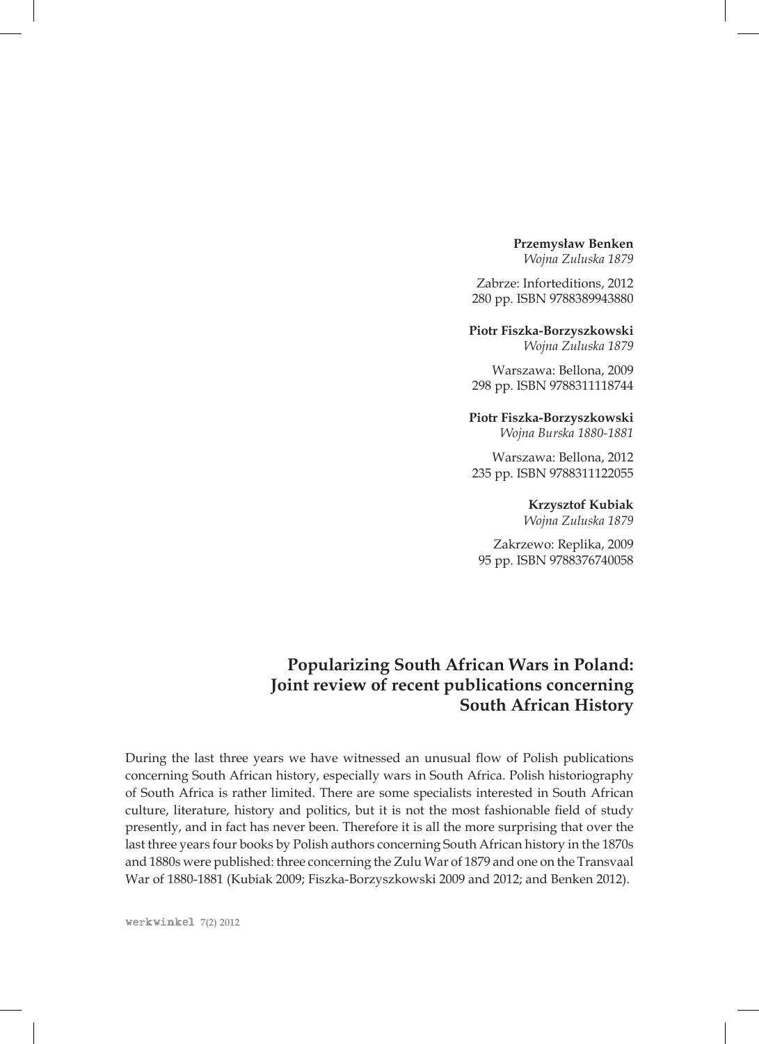**Przemysław Benken**
*Wojna Zuluska 1879*

Zabrze: Inforteditions, 2012
280 pp. ISBN 9788389943880

**Piotr Fiszka-Borzyszkowski**
*Wojna Zuluska 1879*

Warszawa: Bellona, 2009
298 pp. ISBN 9788311118744

**Piotr Fiszka-Borzyszkowski**
*Wojna Burska 1880-1881*

Warszawa: Bellona, 2012
235 pp. ISBN 9788311122055

**Krzysztof Kubiak**
*Wojna Zuluska 1879*

Zakrzewo: Replika, 2009
95 pp. ISBN 9788376740058

# Popularizing South African Wars in Poland: Joint review of recent publications concerning South African History

During the last three years we have witnessed an unusual flow of Polish publications concerning South African history, especially wars in South Africa. Polish historiography of South Africa is rather limited. There are some specialists interested in South African culture, literature, history and politics, but it is not the most fashionable field of study presently, and in fact has never been. Therefore it is all the more surprising that over the last three years four books by Polish authors concerning South African history in the 1870s and 1880s were published: three concerning the Zulu War of 1879 and one on the Transvaal War of 1880-1881 (Kubiak 2009; Fiszka-Borzyszkowski 2009 and 2012; and Benken 2012).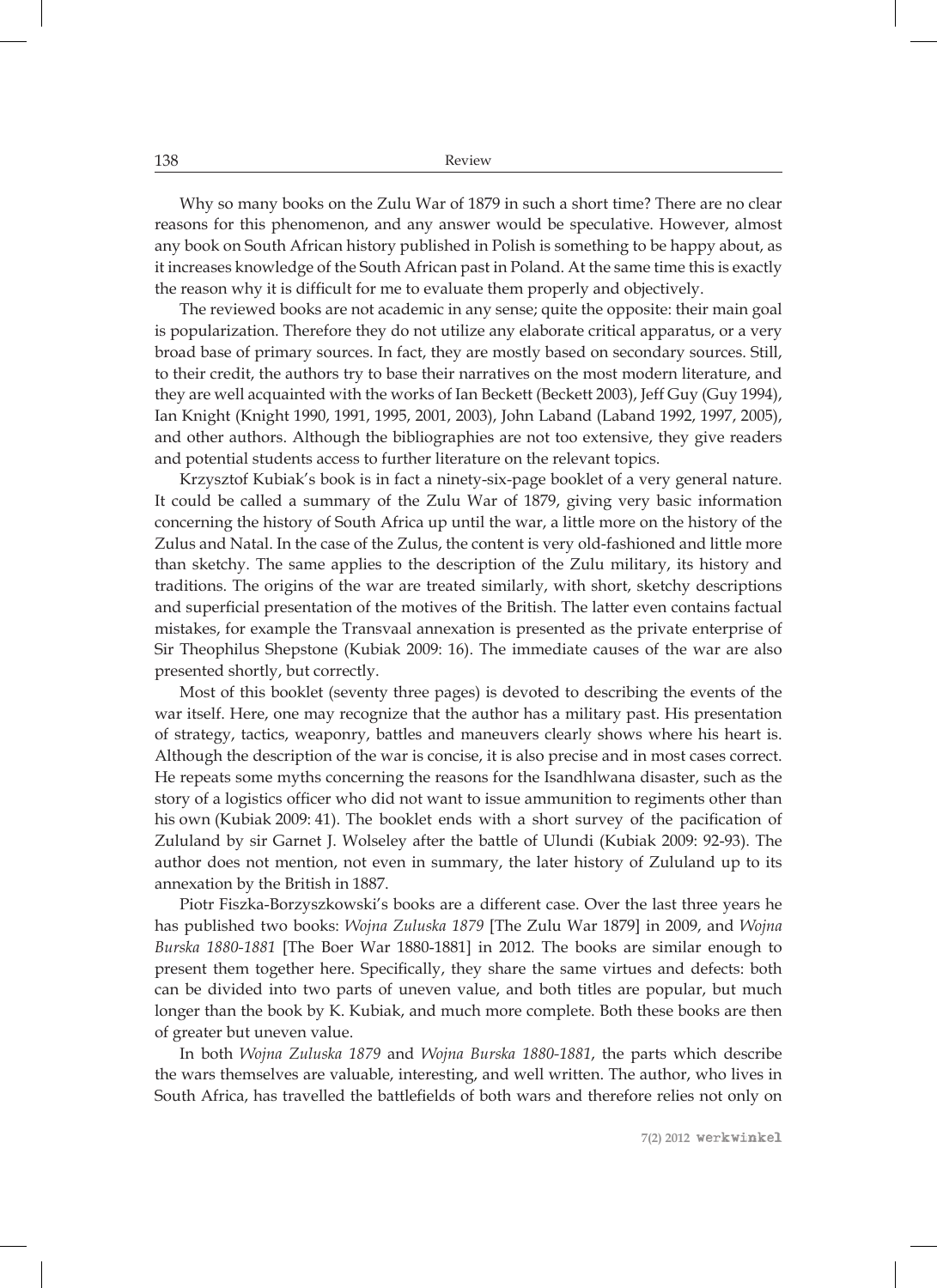Why so many books on the Zulu War of 1879 in such a short time? There are no clear reasons for this phenomenon, and any answer would be speculative. However, almost any book on South African history published in Polish is something to be happy about, as it increases knowledge of the South African past in Poland. At the same time this is exactly the reason why it is difficult for me to evaluate them properly and objectively.

The reviewed books are not academic in any sense; quite the opposite: their main goal is popularization. Therefore they do not utilize any elaborate critical apparatus, or a very broad base of primary sources. In fact, they are mostly based on secondary sources. Still, to their credit, the authors try to base their narratives on the most modern literature, and they are well acquainted with the works of Ian Beckett (Beckett 2003), Jeff Guy (Guy 1994), Ian Knight (Knight 1990, 1991, 1995, 2001, 2003), John Laband (Laband 1992, 1997, 2005), and other authors. Although the bibliographies are not too extensive, they give readers and potential students access to further literature on the relevant topics.

Krzysztof Kubiak's book is in fact a ninety-six-page booklet of a very general nature. It could be called a summary of the Zulu War of 1879, giving very basic information concerning the history of South Africa up until the war, a little more on the history of the Zulus and Natal. In the case of the Zulus, the content is very old-fashioned and little more than sketchy. The same applies to the description of the Zulu military, its history and traditions. The origins of the war are treated similarly, with short, sketchy descriptions and superficial presentation of the motives of the British. The latter even contains factual mistakes, for example the Transvaal annexation is presented as the private enterprise of Sir Theophilus Shepstone (Kubiak 2009: 16). The immediate causes of the war are also presented shortly, but correctly.

Most of this booklet (seventy three pages) is devoted to describing the events of the war itself. Here, one may recognize that the author has a military past. His presentation of strategy, tactics, weaponry, battles and maneuvers clearly shows where his heart is. Although the description of the war is concise, it is also precise and in most cases correct. He repeats some myths concerning the reasons for the Isandhlwana disaster, such as the story of a logistics officer who did not want to issue ammunition to regiments other than his own (Kubiak 2009: 41). The booklet ends with a short survey of the pacification of Zululand by sir Garnet J. Wolseley after the battle of Ulundi (Kubiak 2009: 92-93). The author does not mention, not even in summary, the later history of Zululand up to its annexation by the British in 1887.

Piotr Fiszka-Borzyszkowski's books are a different case. Over the last three years he has published two books: *Wojna Zuluska 1879* [The Zulu War 1879] in 2009, and *Wojna Burska 1880-1881* [The Boer War 1880-1881] in 2012. The books are similar enough to present them together here. Specifically, they share the same virtues and defects: both can be divided into two parts of uneven value, and both titles are popular, but much longer than the book by K. Kubiak, and much more complete. Both these books are then of greater but uneven value.

In both *Wojna Zuluska 1879* and *Wojna Burska 1880-1881*, the parts which describe the wars themselves are valuable, interesting, and well written. The author, who lives in South Africa, has travelled the battlefields of both wars and therefore relies not only on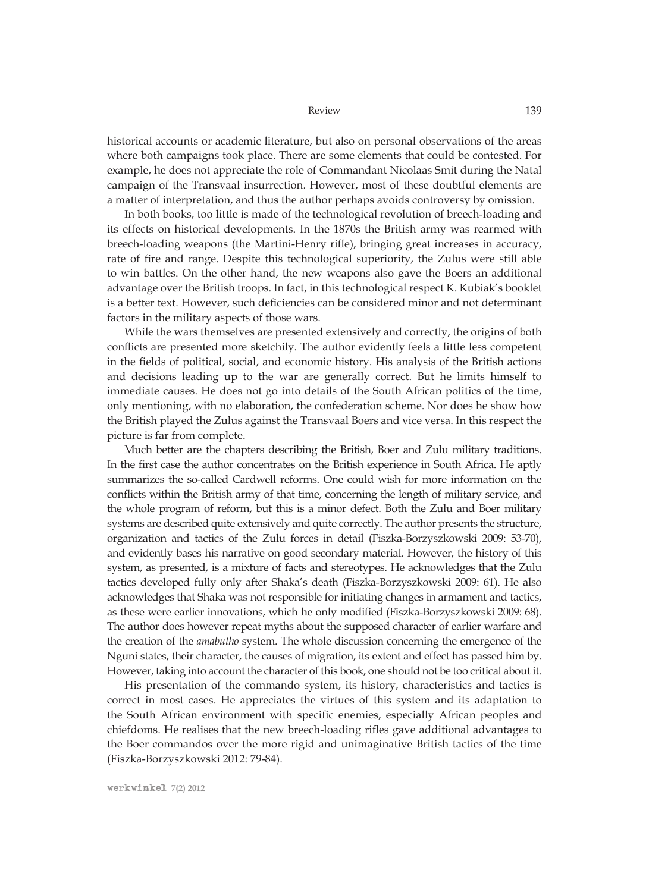historical accounts or academic literature, but also on personal observations of the areas where both campaigns took place. There are some elements that could be contested. For example, he does not appreciate the role of Commandant Nicolaas Smit during the Natal campaign of the Transvaal insurrection. However, most of these doubtful elements are a matter of interpretation, and thus the author perhaps avoids controversy by omission.

In both books, too little is made of the technological revolution of breech-loading and its effects on historical developments. In the 1870s the British army was rearmed with breech-loading weapons (the Martini-Henry rifle), bringing great increases in accuracy, rate of fire and range. Despite this technological superiority, the Zulus were still able to win battles. On the other hand, the new weapons also gave the Boers an additional advantage over the British troops. In fact, in this technological respect K. Kubiak's booklet is a better text. However, such deficiencies can be considered minor and not determinant factors in the military aspects of those wars.

While the wars themselves are presented extensively and correctly, the origins of both conflicts are presented more sketchily. The author evidently feels a little less competent in the fields of political, social, and economic history. His analysis of the British actions and decisions leading up to the war are generally correct. But he limits himself to immediate causes. He does not go into details of the South African politics of the time, only mentioning, with no elaboration, the confederation scheme. Nor does he show how the British played the Zulus against the Transvaal Boers and vice versa. In this respect the picture is far from complete.

Much better are the chapters describing the British, Boer and Zulu military traditions. In the first case the author concentrates on the British experience in South Africa. He aptly summarizes the so-called Cardwell reforms. One could wish for more information on the conflicts within the British army of that time, concerning the length of military service, and the whole program of reform, but this is a minor defect. Both the Zulu and Boer military systems are described quite extensively and quite correctly. The author presents the structure, organization and tactics of the Zulu forces in detail (Fiszka-Borzyszkowski 2009: 53-70), and evidently bases his narrative on good secondary material. However, the history of this system, as presented, is a mixture of facts and stereotypes. He acknowledges that the Zulu tactics developed fully only after Shaka's death (Fiszka-Borzyszkowski 2009: 61). He also acknowledges that Shaka was not responsible for initiating changes in armament and tactics, as these were earlier innovations, which he only modified (Fiszka-Borzyszkowski 2009: 68). The author does however repeat myths about the supposed character of earlier warfare and the creation of the *amabutho* system. The whole discussion concerning the emergence of the Nguni states, their character, the causes of migration, its extent and effect has passed him by. However, taking into account the character of this book, one should not be too critical about it.

His presentation of the commando system, its history, characteristics and tactics is correct in most cases. He appreciates the virtues of this system and its adaptation to the South African environment with specific enemies, especially African peoples and chiefdoms. He realises that the new breech-loading rifles gave additional advantages to the Boer commandos over the more rigid and unimaginative British tactics of the time (Fiszka-Borzyszkowski 2012: 79-84).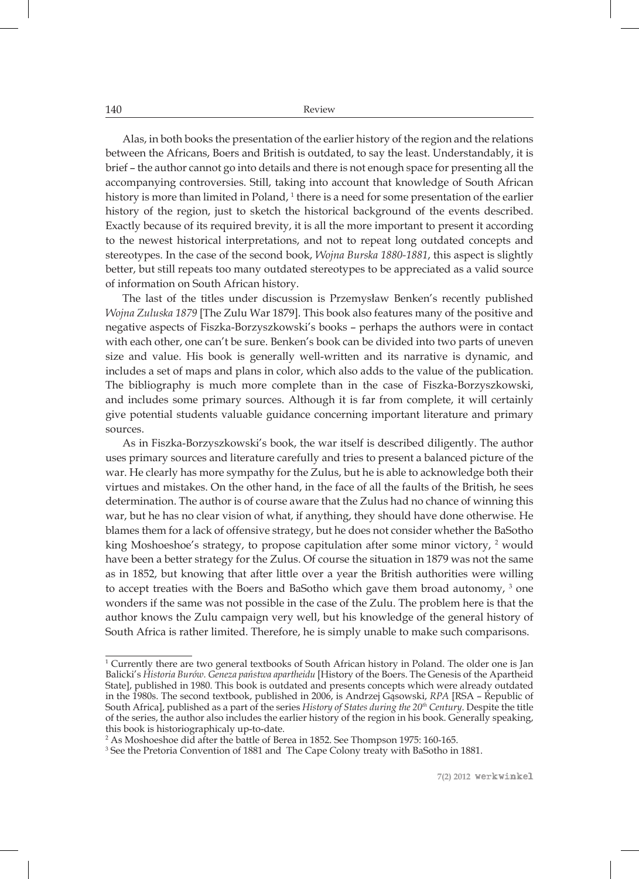Alas, in both books the presentation of the earlier history of the region and the relations between the Africans, Boers and British is outdated, to say the least. Understandably, it is brief – the author cannot go into details and there is not enough space for presenting all the accompanying controversies. Still, taking into account that knowledge of South African history is more than limited in Poland, [1] there is a need for some presentation of the earlier history of the region, just to sketch the historical background of the events described. Exactly because of its required brevity, it is all the more important to present it according to the newest historical interpretations, and not to repeat long outdated concepts and stereotypes. In the case of the second book, *Wojna Burska 1880-1881*, this aspect is slightly better, but still repeats too many outdated stereotypes to be appreciated as a valid source of information on South African history.

The last of the titles under discussion is Przemysław Benken's recently published *Wojna Zuluska 1879* [The Zulu War 1879]. This book also features many of the positive and negative aspects of Fiszka-Borzyszkowski's books – perhaps the authors were in contact with each other, one can't be sure. Benken's book can be divided into two parts of uneven size and value. His book is generally well-written and its narrative is dynamic, and includes a set of maps and plans in color, which also adds to the value of the publication. The bibliography is much more complete than in the case of Fiszka-Borzyszkowski, and includes some primary sources. Although it is far from complete, it will certainly give potential students valuable guidance concerning important literature and primary sources.

As in Fiszka-Borzyszkowski's book, the war itself is described diligently. The author uses primary sources and literature carefully and tries to present a balanced picture of the war. He clearly has more sympathy for the Zulus, but he is able to acknowledge both their virtues and mistakes. On the other hand, in the face of all the faults of the British, he sees determination. The author is of course aware that the Zulus had no chance of winning this war, but he has no clear vision of what, if anything, they should have done otherwise. He blames them for a lack of offensive strategy, but he does not consider whether the BaSotho king Moshoeshoe's strategy, to propose capitulation after some minor victory, [2] would have been a better strategy for the Zulus. Of course the situation in 1879 was not the same as in 1852, but knowing that after little over a year the British authorities were willing to accept treaties with the Boers and BaSotho which gave them broad autonomy, [3] one wonders if the same was not possible in the case of the Zulu. The problem here is that the author knows the Zulu campaign very well, but his knowledge of the general history of South Africa is rather limited. Therefore, he is simply unable to make such comparisons.

---

[1] Currently there are two general textbooks of South African history in Poland. The older one is Jan Balicki's *Historia Burów. Geneza państwa apartheidu* [History of the Boers. The Genesis of the Apartheid State], published in 1980. This book is outdated and presents concepts which were already outdated in the 1980s. The second textbook, published in 2006, is Andrzej Gąsowski, *RPA* [RSA – Republic of South Africa], published as a part of the series *History of States during the 20th Century*. Despite the title of the series, the author also includes the earlier history of the region in his book. Generally speaking, this book is historiographicaly up-to-date.

[2] As Moshoeshoe did after the battle of Berea in 1852. See Thompson 1975: 160-165.

[3] See the Pretoria Convention of 1881 and The Cape Colony treaty with BaSotho in 1881.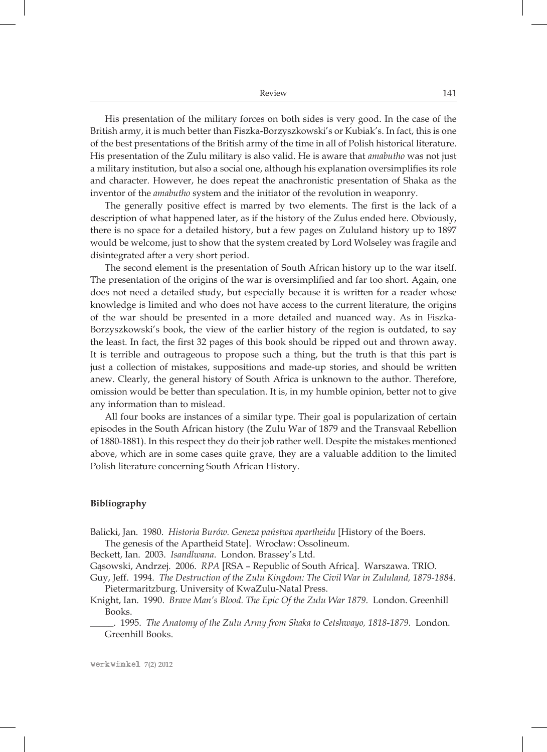His presentation of the military forces on both sides is very good. In the case of the British army, it is much better than Fiszka-Borzyszkowski's or Kubiak's. In fact, this is one of the best presentations of the British army of the time in all of Polish historical literature. His presentation of the Zulu military is also valid. He is aware that *amabutho* was not just a military institution, but also a social one, although his explanation oversimplifies its role and character. However, he does repeat the anachronistic presentation of Shaka as the inventor of the *amabutho* system and the initiator of the revolution in weaponry.

The generally positive effect is marred by two elements. The first is the lack of a description of what happened later, as if the history of the Zulus ended here. Obviously, there is no space for a detailed history, but a few pages on Zululand history up to 1897 would be welcome, just to show that the system created by Lord Wolseley was fragile and disintegrated after a very short period.

The second element is the presentation of South African history up to the war itself. The presentation of the origins of the war is oversimplified and far too short. Again, one does not need a detailed study, but especially because it is written for a reader whose knowledge is limited and who does not have access to the current literature, the origins of the war should be presented in a more detailed and nuanced way. As in Fiszka-Borzyszkowski's book, the view of the earlier history of the region is outdated, to say the least. In fact, the first 32 pages of this book should be ripped out and thrown away. It is terrible and outrageous to propose such a thing, but the truth is that this part is just a collection of mistakes, suppositions and made-up stories, and should be written anew. Clearly, the general history of South Africa is unknown to the author. Therefore, omission would be better than speculation. It is, in my humble opinion, better not to give any information than to mislead.

All four books are instances of a similar type. Their goal is popularization of certain episodes in the South African history (the Zulu War of 1879 and the Transvaal Rebellion of 1880-1881). In this respect they do their job rather well. Despite the mistakes mentioned above, which are in some cases quite grave, they are a valuable addition to the limited Polish literature concerning South African History.

**Bibliography**

Balicki, Jan. 1980. *Historia Burów. Geneza państwa apartheidu* [History of the Boers. The genesis of the Apartheid State]. Wrocław: Ossolineum.

Beckett, Ian. 2003. *Isandlwana*. London. Brassey's Ltd.

Gąsowski, Andrzej. 2006. *RPA* [RSA – Republic of South Africa]. Warszawa. TRIO.

Guy, Jeff. 1994. *The Destruction of the Zulu Kingdom: The Civil War in Zululand, 1879-1884*. Pietermaritzburg. University of KwaZulu-Natal Press.

Knight, Ian. 1990. *Brave Man's Blood. The Epic Of the Zulu War 1879*. London. Greenhill Books.

_____. 1995. *The Anatomy of the Zulu Army from Shaka to Cetshwayo, 1818-1879*. London. Greenhill Books.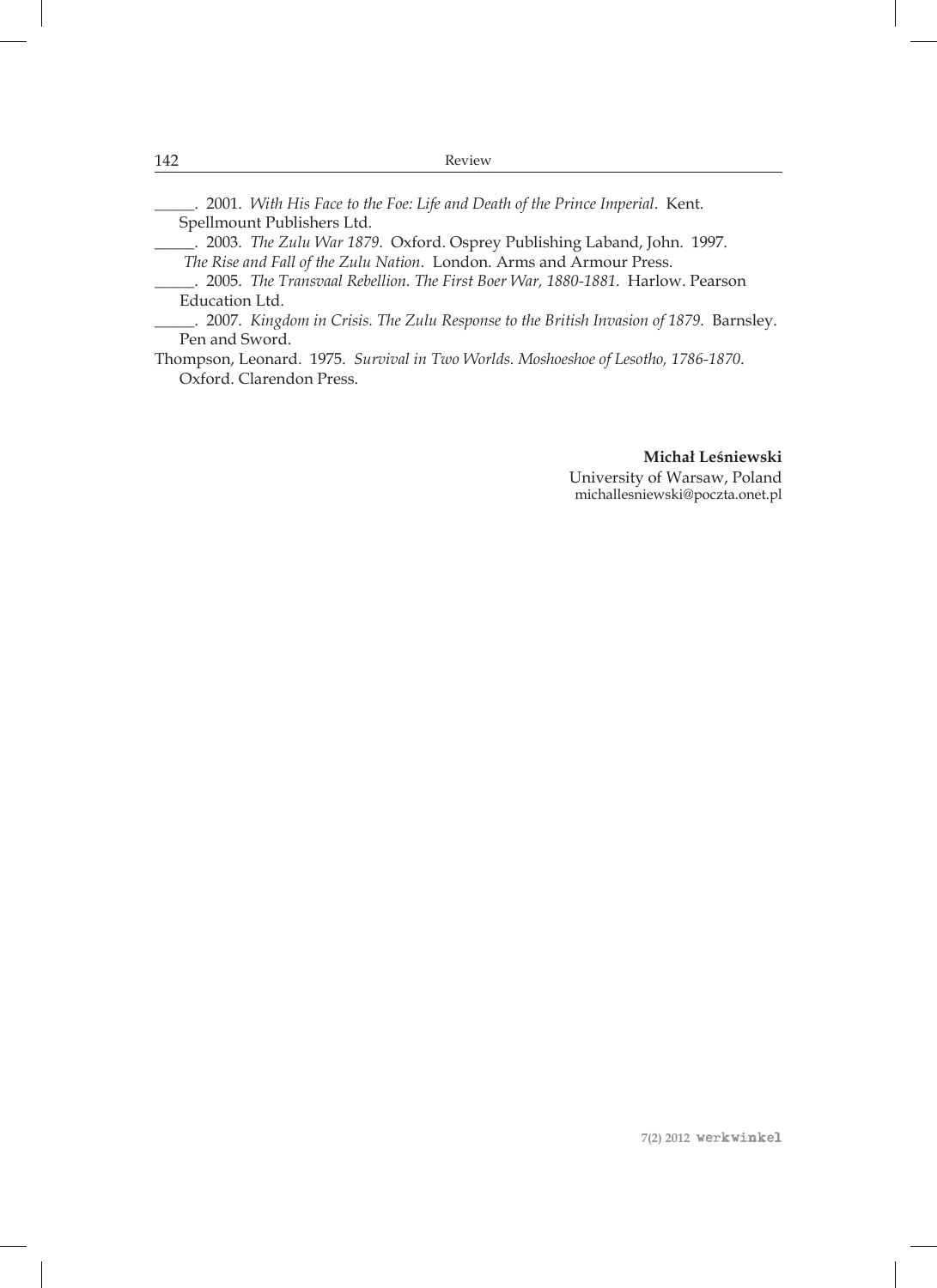_____. 2001. *With His Face to the Foe: Life and Death of the Prince Imperial*. Kent. Spellmount Publishers Ltd.

_____. 2003. *The Zulu War 1879*. Oxford. Osprey Publishing Laband, John. 1997. *The Rise and Fall of the Zulu Nation*. London. Arms and Armour Press.

_____. 2005. *The Transvaal Rebellion. The First Boer War, 1880-1881.* Harlow. Pearson Education Ltd.

_____. 2007. *Kingdom in Crisis. The Zulu Response to the British Invasion of 1879*. Barnsley. Pen and Sword.

Thompson, Leonard. 1975. *Survival in Two Worlds. Moshoeshoe of Lesotho, 1786-1870*. Oxford. Clarendon Press.

**Michał Leśniewski**
University of Warsaw, Poland
michallesniewski@poczta.onet.pl